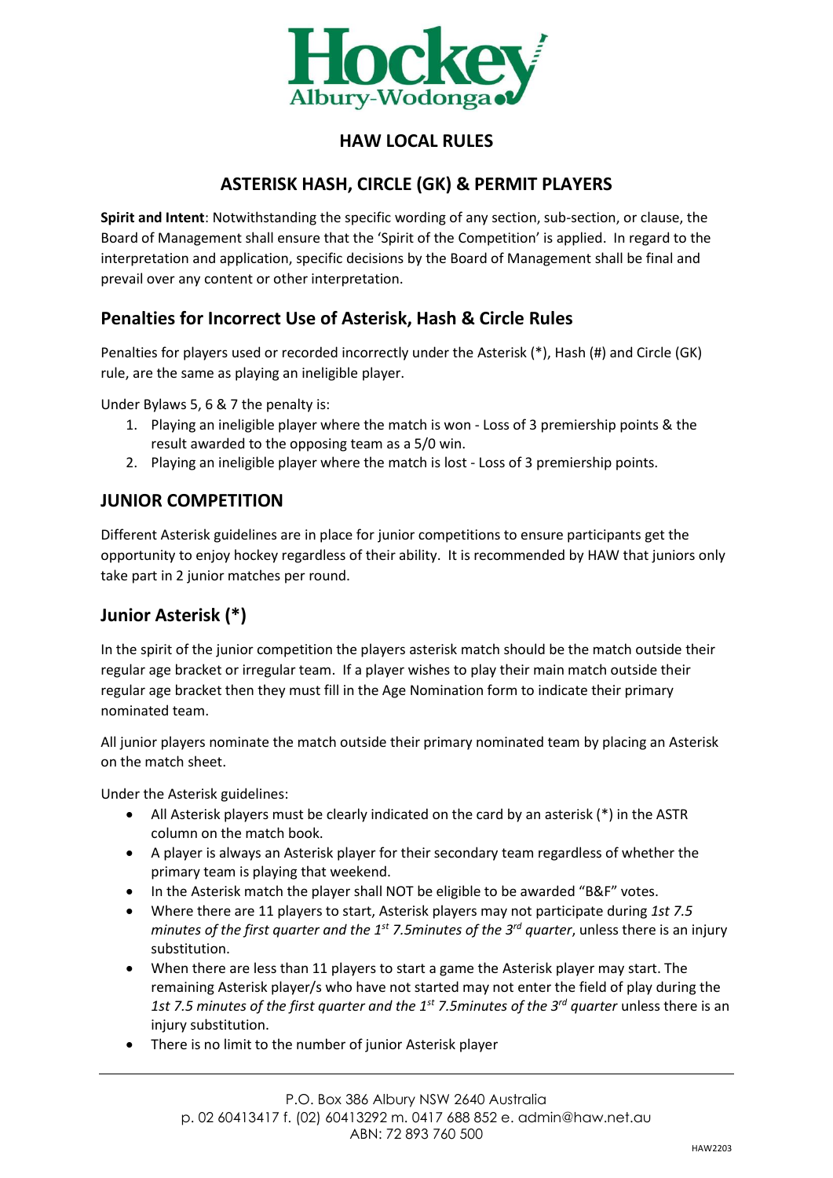# HAW LOCAL RULES

## ASTERISK HASH, CIRCLE (GK) & PERMIT PLAYERS

**Spirit and Intent**: Notwithstanding the specific wording of any section, sub-section, or clause, the Board of Management shall ensure that the 'Spirit of the Competition' is applied. In regard to the interpretation and application, specific decisions by the Board of Management shall be final and prevail over any content or other interpretation.

## Penalties for Incorrect Use of Asterisk, Hash & Circle Rules

Penalties for players used or recorded incorrectly under the Asterisk (*), Hash (#) and Circle (GK) rule, are the same as playing an ineligible player.

Under Bylaws 5, 6 & 7 the penalty is:

1. Playing an ineligible player where the match is won - Loss of 3 premiership points & the result awarded to the opposing team as a 5/0 win.
2. Playing an ineligible player where the match is lost - Loss of 3 premiership points.

## JUNIOR COMPETITION

Different Asterisk guidelines are in place for junior competitions to ensure participants get the opportunity to enjoy hockey regardless of their ability. It is recommended by HAW that juniors only take part in 2 junior matches per round.

## Junior Asterisk (*)

In the spirit of the junior competition the players asterisk match should be the match outside their regular age bracket or irregular team. If a player wishes to play their main match outside their regular age bracket then they must fill in the Age Nomination form to indicate their primary nominated team.

All junior players nominate the match outside their primary nominated team by placing an Asterisk on the match sheet.

Under the Asterisk guidelines:

- All Asterisk players must be clearly indicated on the card by an asterisk (*) in the ASTR column on the match book.
- A player is always an Asterisk player for their secondary team regardless of whether the primary team is playing that weekend.
- In the Asterisk match the player shall NOT be eligible to be awarded "B&F" votes.
- Where there are 11 players to start, Asterisk players may not participate during *1st 7.5 minutes of the first quarter and the 1st 7.5minutes of the 3rd quarter*, unless there is an injury substitution.
- When there are less than 11 players to start a game the Asterisk player may start. The remaining Asterisk player/s who have not started may not enter the field of play during the *1st 7.5 minutes of the first quarter and the 1st 7.5minutes of the 3rd quarter* unless there is an injury substitution.
- There is no limit to the number of junior Asterisk player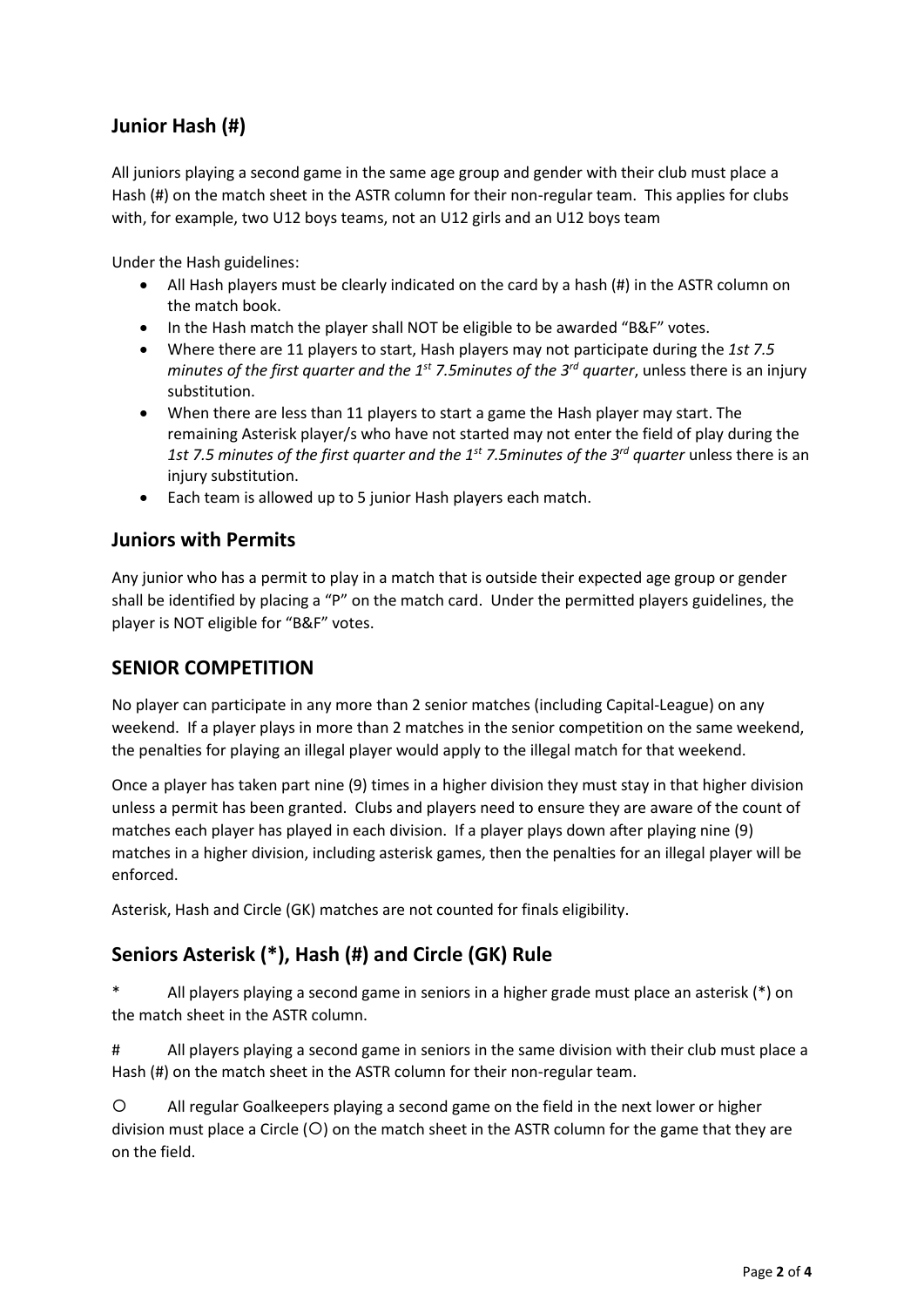## Junior Hash (#)

All juniors playing a second game in the same age group and gender with their club must place a Hash (#) on the match sheet in the ASTR column for their non-regular team. This applies for clubs with, for example, two U12 boys teams, not an U12 girls and an U12 boys team

Under the Hash guidelines:

- All Hash players must be clearly indicated on the card by a hash (#) in the ASTR column on the match book.
- In the Hash match the player shall NOT be eligible to be awarded "B&F" votes.
- Where there are 11 players to start, Hash players may not participate during the *1st 7.5 minutes of the first quarter and the 1st 7.5minutes of the 3rd quarter*, unless there is an injury substitution.
- When there are less than 11 players to start a game the Hash player may start. The remaining Asterisk player/s who have not started may not enter the field of play during the *1st 7.5 minutes of the first quarter and the 1st 7.5minutes of the 3rd quarter* unless there is an injury substitution.
- Each team is allowed up to 5 junior Hash players each match.

## Juniors with Permits

Any junior who has a permit to play in a match that is outside their expected age group or gender shall be identified by placing a "P" on the match card. Under the permitted players guidelines, the player is NOT eligible for "B&F" votes.

## SENIOR COMPETITION

No player can participate in any more than 2 senior matches (including Capital-League) on any weekend. If a player plays in more than 2 matches in the senior competition on the same weekend, the penalties for playing an illegal player would apply to the illegal match for that weekend.

Once a player has taken part nine (9) times in a higher division they must stay in that higher division unless a permit has been granted. Clubs and players need to ensure they are aware of the count of matches each player has played in each division. If a player plays down after playing nine (9) matches in a higher division, including asterisk games, then the penalties for an illegal player will be enforced.

Asterisk, Hash and Circle (GK) matches are not counted for finals eligibility.

## Seniors Asterisk (*), Hash (#) and Circle (GK) Rule

\* All players playing a second game in seniors in a higher grade must place an asterisk (*) on the match sheet in the ASTR column.

\# All players playing a second game in seniors in the same division with their club must place a Hash (#) on the match sheet in the ASTR column for their non-regular team.

○ All regular Goalkeepers playing a second game on the field in the next lower or higher division must place a Circle (○) on the match sheet in the ASTR column for the game that they are on the field.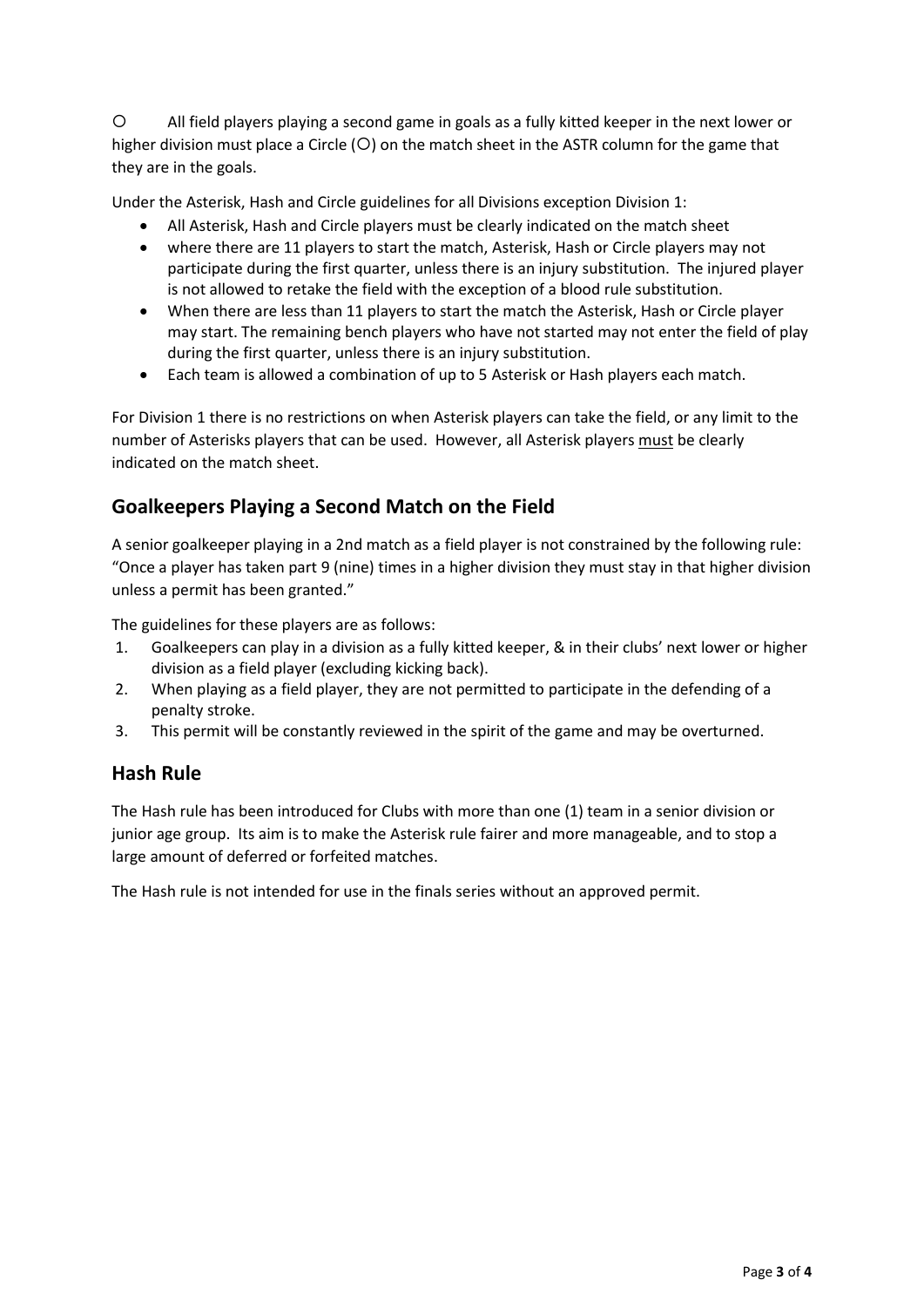○ All field players playing a second game in goals as a fully kitted keeper in the next lower or higher division must place a Circle (○) on the match sheet in the ASTR column for the game that they are in the goals.

Under the Asterisk, Hash and Circle guidelines for all Divisions exception Division 1:

- All Asterisk, Hash and Circle players must be clearly indicated on the match sheet
- where there are 11 players to start the match, Asterisk, Hash or Circle players may not participate during the first quarter, unless there is an injury substitution. The injured player is not allowed to retake the field with the exception of a blood rule substitution.
- When there are less than 11 players to start the match the Asterisk, Hash or Circle player may start. The remaining bench players who have not started may not enter the field of play during the first quarter, unless there is an injury substitution.
- Each team is allowed a combination of up to 5 Asterisk or Hash players each match.

For Division 1 there is no restrictions on when Asterisk players can take the field, or any limit to the number of Asterisks players that can be used. However, all Asterisk players must be clearly indicated on the match sheet.

## Goalkeepers Playing a Second Match on the Field

A senior goalkeeper playing in a 2nd match as a field player is not constrained by the following rule: "Once a player has taken part 9 (nine) times in a higher division they must stay in that higher division unless a permit has been granted."

The guidelines for these players are as follows:

1. Goalkeepers can play in a division as a fully kitted keeper, & in their clubs' next lower or higher division as a field player (excluding kicking back).
2. When playing as a field player, they are not permitted to participate in the defending of a penalty stroke.
3. This permit will be constantly reviewed in the spirit of the game and may be overturned.

## Hash Rule

The Hash rule has been introduced for Clubs with more than one (1) team in a senior division or junior age group. Its aim is to make the Asterisk rule fairer and more manageable, and to stop a large amount of deferred or forfeited matches.

The Hash rule is not intended for use in the finals series without an approved permit.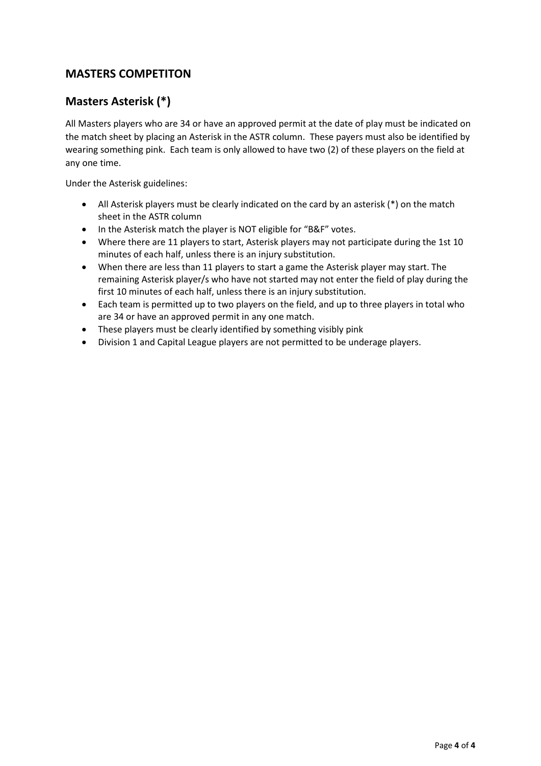## MASTERS COMPETITON

## Masters Asterisk (*)

All Masters players who are 34 or have an approved permit at the date of play must be indicated on the match sheet by placing an Asterisk in the ASTR column. These payers must also be identified by wearing something pink. Each team is only allowed to have two (2) of these players on the field at any one time.

Under the Asterisk guidelines:

- All Asterisk players must be clearly indicated on the card by an asterisk (*) on the match sheet in the ASTR column
- In the Asterisk match the player is NOT eligible for "B&F" votes.
- Where there are 11 players to start, Asterisk players may not participate during the 1st 10 minutes of each half, unless there is an injury substitution.
- When there are less than 11 players to start a game the Asterisk player may start. The remaining Asterisk player/s who have not started may not enter the field of play during the first 10 minutes of each half, unless there is an injury substitution.
- Each team is permitted up to two players on the field, and up to three players in total who are 34 or have an approved permit in any one match.
- These players must be clearly identified by something visibly pink
- Division 1 and Capital League players are not permitted to be underage players.